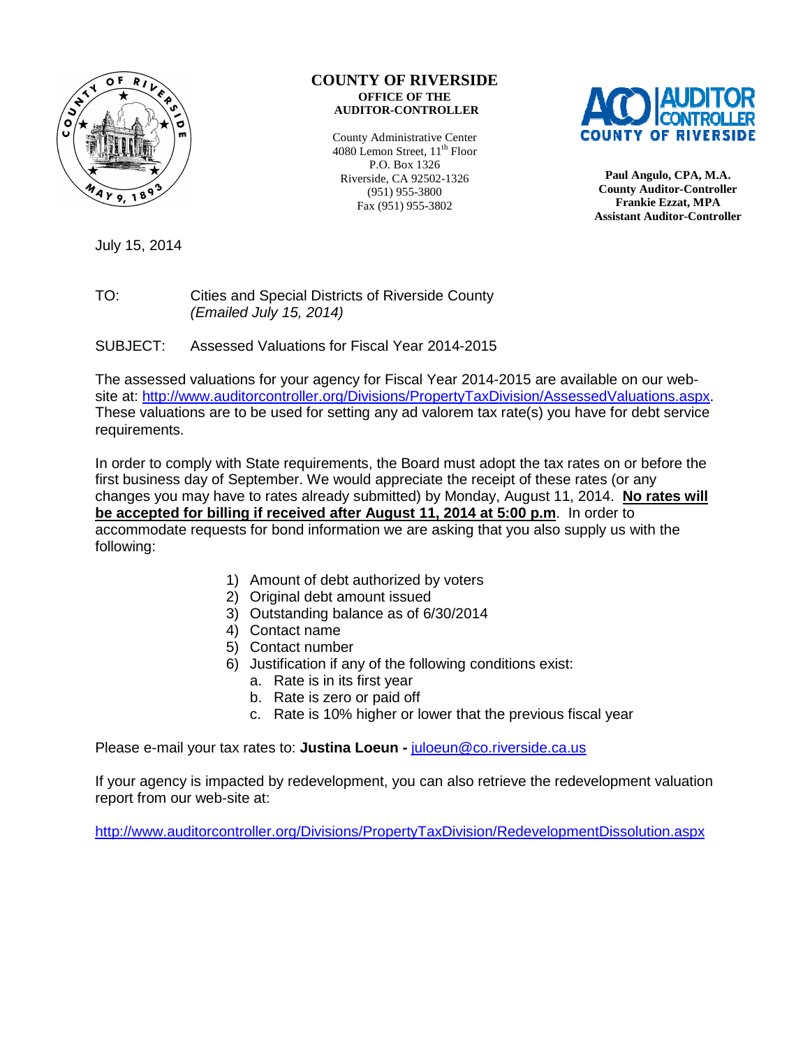**COUNTY OF RIVERSIDE**
**OFFICE OF THE AUDITOR-CONTROLLER**

County Administrative Center
4080 Lemon Street, 11th Floor
P.O. Box 1326
Riverside, CA 92502-1326
(951) 955-3800
Fax (951) 955-3802

AUDITOR CONTROLLER
COUNTY OF RIVERSIDE

**Paul Angulo, CPA, M.A.**
**County Auditor-Controller**
**Frankie Ezzat, MPA**
**Assistant Auditor-Controller**

July 15, 2014

TO: Cities and Special Districts of Riverside County
*(Emailed July 15, 2014)*

SUBJECT: Assessed Valuations for Fiscal Year 2014-2015

The assessed valuations for your agency for Fiscal Year 2014-2015 are available on our web-site at: http://www.auditorcontroller.org/Divisions/PropertyTaxDivision/AssessedValuations.aspx. These valuations are to be used for setting any ad valorem tax rate(s) you have for debt service requirements.

In order to comply with State requirements, the Board must adopt the tax rates on or before the first business day of September. We would appreciate the receipt of these rates (or any changes you may have to rates already submitted) by Monday, August 11, 2014. **No rates will be accepted for billing if received after August 11, 2014 at 5:00 p.m**. In order to accommodate requests for bond information we are asking that you also supply us with the following:

1) Amount of debt authorized by voters
2) Original debt amount issued
3) Outstanding balance as of 6/30/2014
4) Contact name
5) Contact number
6) Justification if any of the following conditions exist:
   a. Rate is in its first year
   b. Rate is zero or paid off
   c. Rate is 10% higher or lower that the previous fiscal year

Please e-mail your tax rates to: **Justina Loeun -** juloeun@co.riverside.ca.us

If your agency is impacted by redevelopment, you can also retrieve the redevelopment valuation report from our web-site at:

http://www.auditorcontroller.org/Divisions/PropertyTaxDivision/RedevelopmentDissolution.aspx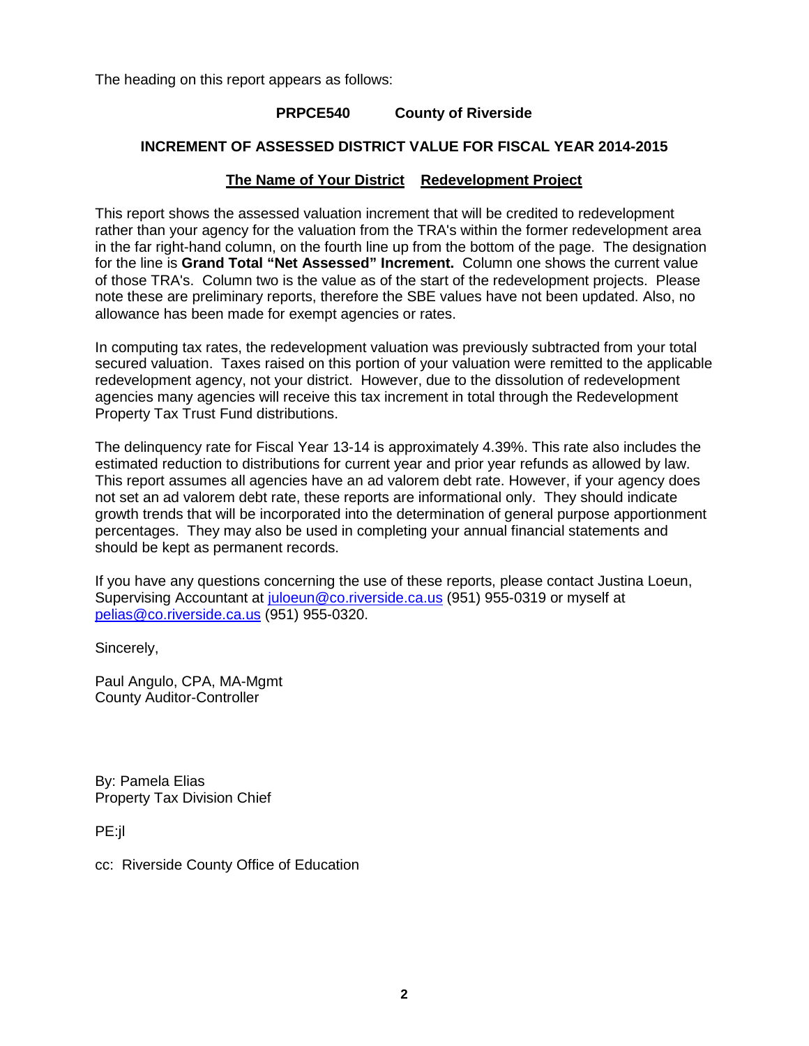The heading on this report appears as follows:

**PRPCE540 County of Riverside**

**INCREMENT OF ASSESSED DISTRICT VALUE FOR FISCAL YEAR 2014-2015**

**The Name of Your District Redevelopment Project**

This report shows the assessed valuation increment that will be credited to redevelopment rather than your agency for the valuation from the TRA's within the former redevelopment area in the far right-hand column, on the fourth line up from the bottom of the page. The designation for the line is **Grand Total "Net Assessed" Increment.** Column one shows the current value of those TRA's. Column two is the value as of the start of the redevelopment projects. Please note these are preliminary reports, therefore the SBE values have not been updated. Also, no allowance has been made for exempt agencies or rates.

In computing tax rates, the redevelopment valuation was previously subtracted from your total secured valuation. Taxes raised on this portion of your valuation were remitted to the applicable redevelopment agency, not your district. However, due to the dissolution of redevelopment agencies many agencies will receive this tax increment in total through the Redevelopment Property Tax Trust Fund distributions.

The delinquency rate for Fiscal Year 13-14 is approximately 4.39%. This rate also includes the estimated reduction to distributions for current year and prior year refunds as allowed by law. This report assumes all agencies have an ad valorem debt rate. However, if your agency does not set an ad valorem debt rate, these reports are informational only. They should indicate growth trends that will be incorporated into the determination of general purpose apportionment percentages. They may also be used in completing your annual financial statements and should be kept as permanent records.

If you have any questions concerning the use of these reports, please contact Justina Loeun, Supervising Accountant at juloeun@co.riverside.ca.us (951) 955-0319 or myself at pelias@co.riverside.ca.us (951) 955-0320.

Sincerely,

Paul Angulo, CPA, MA-Mgmt
County Auditor-Controller

By: Pamela Elias
Property Tax Division Chief

PE:jl

cc: Riverside County Office of Education